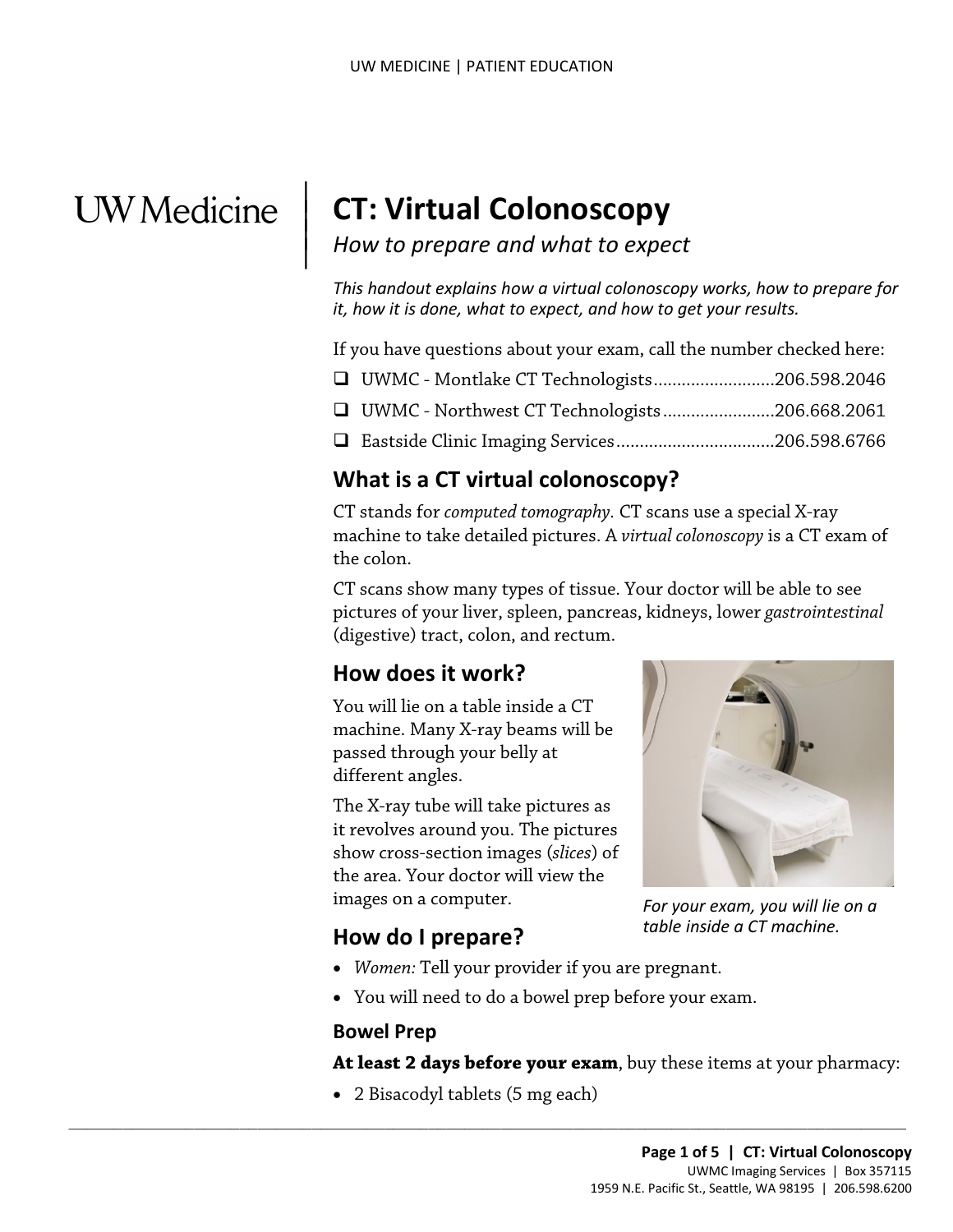UW Medicine

# CT: Virtual Colonoscopy

*How to prepare and what to expect*

*This handout explains how a virtual colonoscopy works, how to prepare for it, how it is done, what to expect, and how to get your results.*

If you have questions about your exam, call the number checked here:

- ❑ UWMC - Montlake CT Technologists..........................206.598.2046
- ❑ UWMC - Northwest CT Technologists.......................206.668.2061
- ❑ Eastside Clinic Imaging Services.................................206.598.6766

## What is a CT virtual colonoscopy?

CT stands for *computed tomography.* CT scans use a special X-ray machine to take detailed pictures. A *virtual colonoscopy* is a CT exam of the colon.

CT scans show many types of tissue. Your doctor will be able to see pictures of your liver, spleen, pancreas, kidneys, lower *gastrointestinal* (digestive) tract, colon, and rectum.

## How does it work?

You will lie on a table inside a CT machine. Many X-ray beams will be passed through your belly at different angles.

The X-ray tube will take pictures as it revolves around you. The pictures show cross-section images (*slices*) of the area. Your doctor will view the images on a computer.

*For your exam, you will lie on a table inside a CT machine.*

## How do I prepare?

- *Women:* Tell your provider if you are pregnant.
- You will need to do a bowel prep before your exam.

### Bowel Prep

**At least 2 days before your exam**, buy these items at your pharmacy:

- 2 Bisacodyl tablets (5 mg each)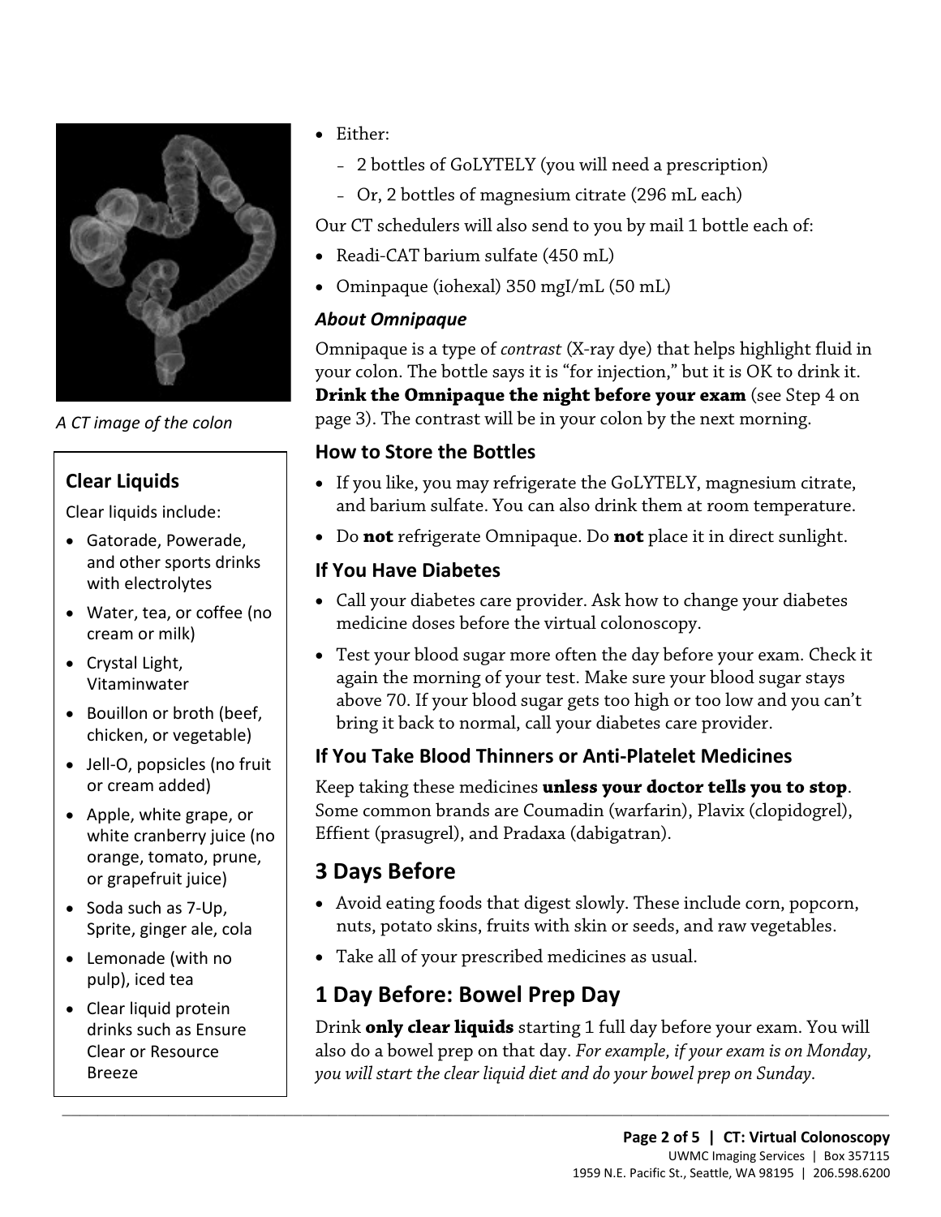A CT image of the colon

## Clear Liquids

Clear liquids include:

- Gatorade, Powerade, and other sports drinks with electrolytes
- Water, tea, or coffee (no cream or milk)
- Crystal Light, Vitaminwater
- Bouillon or broth (beef, chicken, or vegetable)
- Jell-O, popsicles (no fruit or cream added)
- Apple, white grape, or white cranberry juice (no orange, tomato, prune, or grapefruit juice)
- Soda such as 7-Up, Sprite, ginger ale, cola
- Lemonade (with no pulp), iced tea
- Clear liquid protein drinks such as Ensure Clear or Resource Breeze

- Either:
  - 2 bottles of GoLYTELY (you will need a prescription)
  - Or, 2 bottles of magnesium citrate (296 mL each)

Our CT schedulers will also send to you by mail 1 bottle each of:

- Readi-CAT barium sulfate (450 mL)
- Ominpaque (iohexal) 350 mgI/mL (50 mL)

### *About Omnipaque*

Omnipaque is a type of *contrast* (X-ray dye) that helps highlight fluid in your colon. The bottle says it is "for injection," but it is OK to drink it. **Drink the Omnipaque the night before your exam** (see Step 4 on page 3). The contrast will be in your colon by the next morning.

### How to Store the Bottles

- If you like, you may refrigerate the GoLYTELY, magnesium citrate, and barium sulfate. You can also drink them at room temperature.
- Do **not** refrigerate Omnipaque. Do **not** place it in direct sunlight.

### If You Have Diabetes

- Call your diabetes care provider. Ask how to change your diabetes medicine doses before the virtual colonoscopy.
- Test your blood sugar more often the day before your exam. Check it again the morning of your test. Make sure your blood sugar stays above 70. If your blood sugar gets too high or too low and you can't bring it back to normal, call your diabetes care provider.

### If You Take Blood Thinners or Anti-Platelet Medicines

Keep taking these medicines **unless your doctor tells you to stop**. Some common brands are Coumadin (warfarin), Plavix (clopidogrel), Effient (prasugrel), and Pradaxa (dabigatran).

## 3 Days Before

- Avoid eating foods that digest slowly. These include corn, popcorn, nuts, potato skins, fruits with skin or seeds, and raw vegetables.
- Take all of your prescribed medicines as usual.

## 1 Day Before: Bowel Prep Day

Drink **only clear liquids** starting 1 full day before your exam. You will also do a bowel prep on that day. *For example, if your exam is on Monday, you will start the clear liquid diet and do your bowel prep on Sunday.*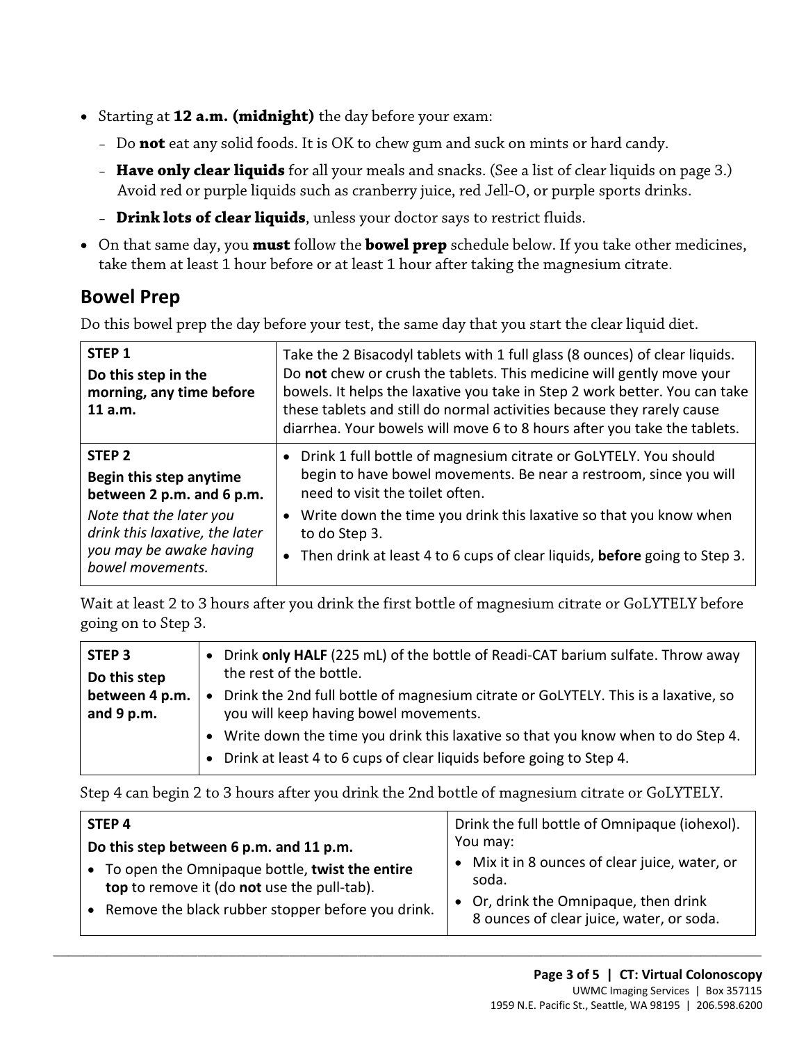- Starting at **12 a.m. (midnight)** the day before your exam:
  - Do **not** eat any solid foods. It is OK to chew gum and suck on mints or hard candy.
  - **Have only clear liquids** for all your meals and snacks. (See a list of clear liquids on page 3.) Avoid red or purple liquids such as cranberry juice, red Jell-O, or purple sports drinks.
  - **Drink lots of clear liquids**, unless your doctor says to restrict fluids.
- On that same day, you **must** follow the **bowel prep** schedule below. If you take other medicines, take them at least 1 hour before or at least 1 hour after taking the magnesium citrate.

## Bowel Prep

Do this bowel prep the day before your test, the same day that you start the clear liquid diet.

| | |
|---|---|
| **STEP 1**<br>**Do this step in the morning, any time before 11 a.m.** | Take the 2 Bisacodyl tablets with 1 full glass (8 ounces) of clear liquids. Do **not** chew or crush the tablets. This medicine will gently move your bowels. It helps the laxative you take in Step 2 work better. You can take these tablets and still do normal activities because they rarely cause diarrhea. Your bowels will move 6 to 8 hours after you take the tablets. |
| **STEP 2**<br>**Begin this step anytime between 2 p.m. and 6 p.m.**<br>*Note that the later you drink this laxative, the later you may be awake having bowel movements.* | • Drink 1 full bottle of magnesium citrate or GoLYTELY. You should begin to have bowel movements. Be near a restroom, since you will need to visit the toilet often.<br>• Write down the time you drink this laxative so that you know when to do Step 3.<br>• Then drink at least 4 to 6 cups of clear liquids, **before** going to Step 3. |

Wait at least 2 to 3 hours after you drink the first bottle of magnesium citrate or GoLYTELY before going on to Step 3.

| | |
|---|---|
| **STEP 3**<br>**Do this step between 4 p.m. and 9 p.m.** | • Drink **only HALF** (225 mL) of the bottle of Readi-CAT barium sulfate. Throw away the rest of the bottle.<br>• Drink the 2nd full bottle of magnesium citrate or GoLYTELY. This is a laxative, so you will keep having bowel movements.<br>• Write down the time you drink this laxative so that you know when to do Step 4.<br>• Drink at least 4 to 6 cups of clear liquids before going to Step 4. |

Step 4 can begin 2 to 3 hours after you drink the 2nd bottle of magnesium citrate or GoLYTELY.

| | |
|---|---|
| **STEP 4**<br>**Do this step between 6 p.m. and 11 p.m.**<br>• To open the Omnipaque bottle, **twist the entire top** to remove it (do **not** use the pull-tab).<br>• Remove the black rubber stopper before you drink. | Drink the full bottle of Omnipaque (iohexol). You may:<br>• Mix it in 8 ounces of clear juice, water, or soda.<br>• Or, drink the Omnipaque, then drink 8 ounces of clear juice, water, or soda. |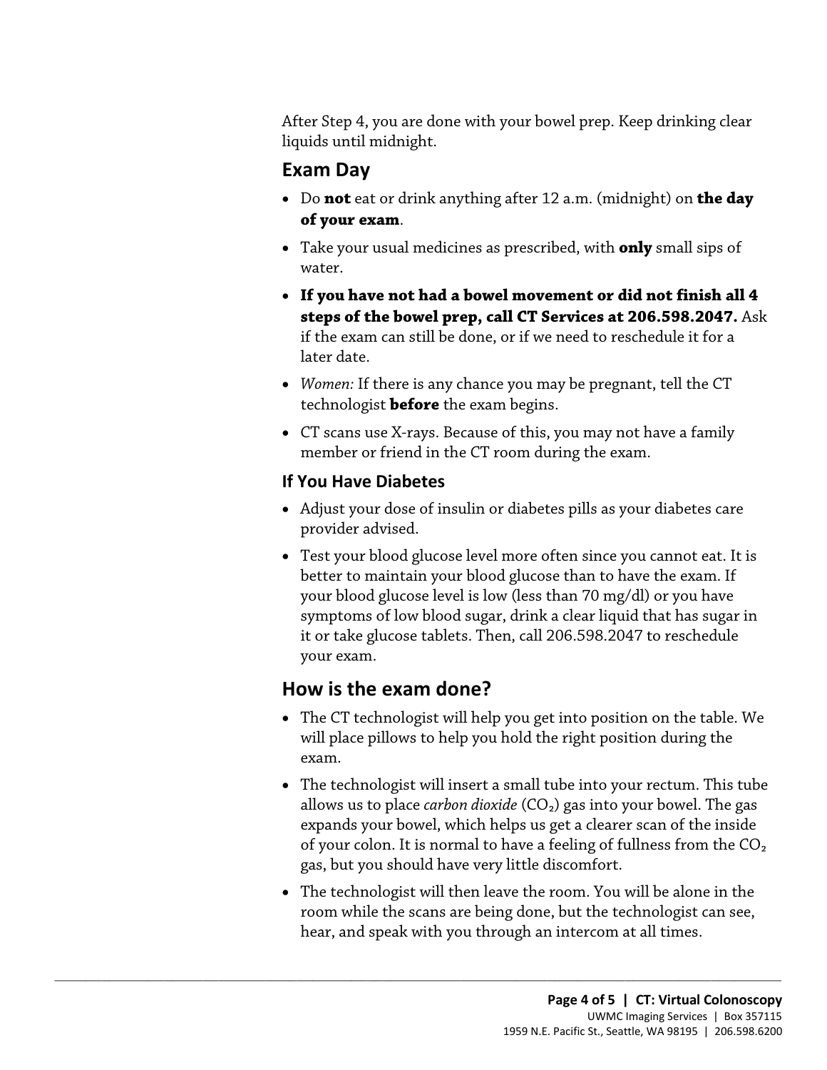After Step 4, you are done with your bowel prep. Keep drinking clear liquids until midnight.

## Exam Day

- Do **not** eat or drink anything after 12 a.m. (midnight) on **the day of your exam**.
- Take your usual medicines as prescribed, with **only** small sips of water.
- **If you have not had a bowel movement or did not finish all 4 steps of the bowel prep, call CT Services at 206.598.2047.** Ask if the exam can still be done, or if we need to reschedule it for a later date.
- *Women:* If there is any chance you may be pregnant, tell the CT technologist **before** the exam begins.
- CT scans use X-rays. Because of this, you may not have a family member or friend in the CT room during the exam.

### If You Have Diabetes

- Adjust your dose of insulin or diabetes pills as your diabetes care provider advised.
- Test your blood glucose level more often since you cannot eat. It is better to maintain your blood glucose than to have the exam. If your blood glucose level is low (less than 70 mg/dl) or you have symptoms of low blood sugar, drink a clear liquid that has sugar in it or take glucose tablets. Then, call 206.598.2047 to reschedule your exam.

## How is the exam done?

- The CT technologist will help you get into position on the table. We will place pillows to help you hold the right position during the exam.
- The technologist will insert a small tube into your rectum. This tube allows us to place *carbon dioxide* ($CO_2$) gas into your bowel. The gas expands your bowel, which helps us get a clearer scan of the inside of your colon. It is normal to have a feeling of fullness from the $CO_2$ gas, but you should have very little discomfort.
- The technologist will then leave the room. You will be alone in the room while the scans are being done, but the technologist can see, hear, and speak with you through an intercom at all times.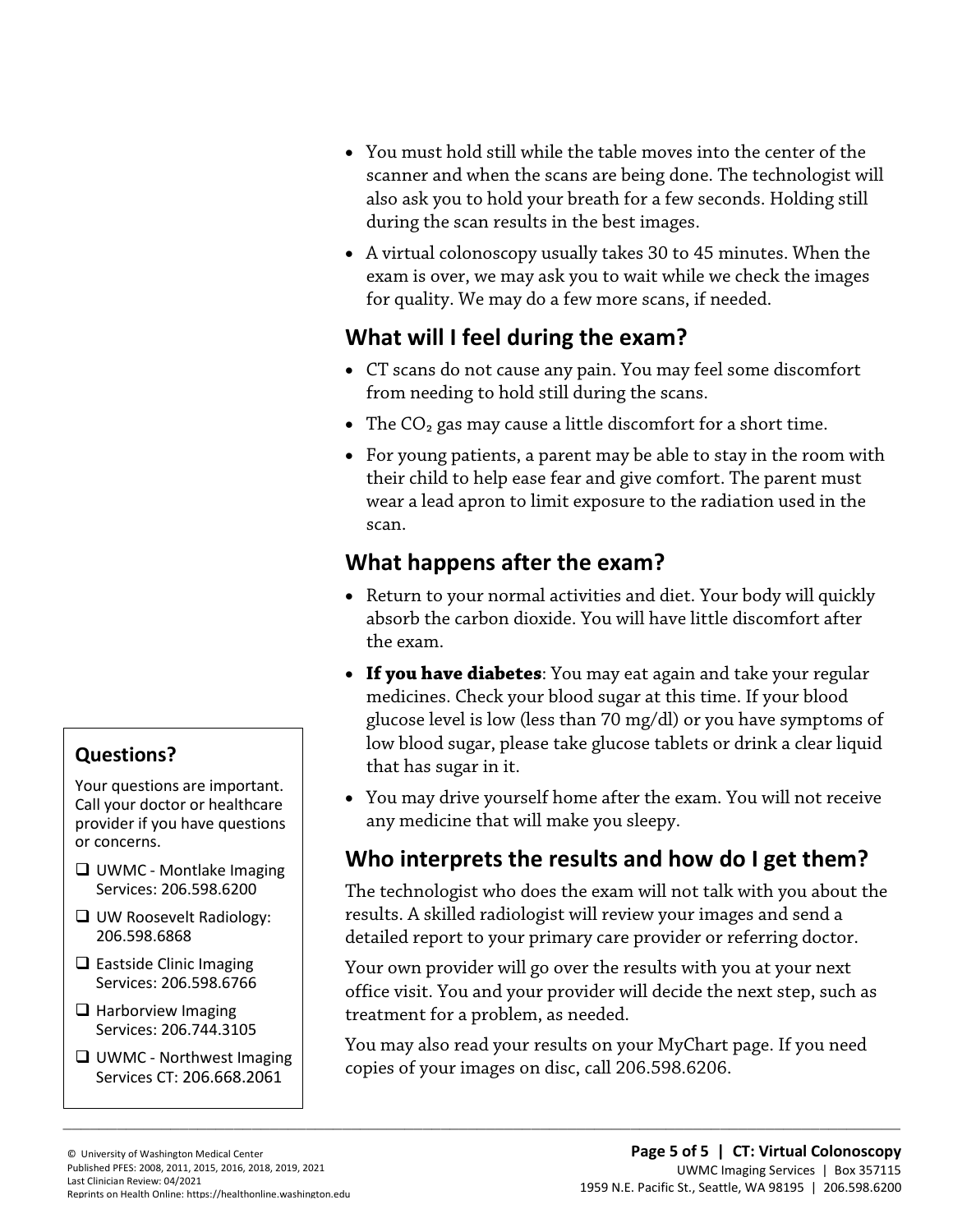- You must hold still while the table moves into the center of the scanner and when the scans are being done. The technologist will also ask you to hold your breath for a few seconds. Holding still during the scan results in the best images.
- A virtual colonoscopy usually takes 30 to 45 minutes. When the exam is over, we may ask you to wait while we check the images for quality. We may do a few more scans, if needed.

## What will I feel during the exam?

- CT scans do not cause any pain. You may feel some discomfort from needing to hold still during the scans.
- The $CO_2$ gas may cause a little discomfort for a short time.
- For young patients, a parent may be able to stay in the room with their child to help ease fear and give comfort. The parent must wear a lead apron to limit exposure to the radiation used in the scan.

## What happens after the exam?

- Return to your normal activities and diet. Your body will quickly absorb the carbon dioxide. You will have little discomfort after the exam.
- **If you have diabetes**: You may eat again and take your regular medicines. Check your blood sugar at this time. If your blood glucose level is low (less than 70 mg/dl) or you have symptoms of low blood sugar, please take glucose tablets or drink a clear liquid that has sugar in it.
- You may drive yourself home after the exam. You will not receive any medicine that will make you sleepy.

## Who interprets the results and how do I get them?

The technologist who does the exam will not talk with you about the results. A skilled radiologist will review your images and send a detailed report to your primary care provider or referring doctor.

Your own provider will go over the results with you at your next office visit. You and your provider will decide the next step, such as treatment for a problem, as needed.

You may also read your results on your MyChart page. If you need copies of your images on disc, call 206.598.6206.

### Questions?

Your questions are important. Call your doctor or healthcare provider if you have questions or concerns.

- UWMC - Montlake Imaging Services: 206.598.6200
- UW Roosevelt Radiology: 206.598.6868
- Eastside Clinic Imaging Services: 206.598.6766
- Harborview Imaging Services: 206.744.3105
- UWMC - Northwest Imaging Services CT: 206.668.2061

© University of Washington Medical Center
Published PFES: 2008, 2011, 2015, 2016, 2018, 2019, 2021
Last Clinician Review: 04/2021
Reprints on Health Online: https://healthonline.washington.edu

UWMC Imaging Services | Box 357115
1959 N.E. Pacific St., Seattle, WA 98195 | 206.598.6200